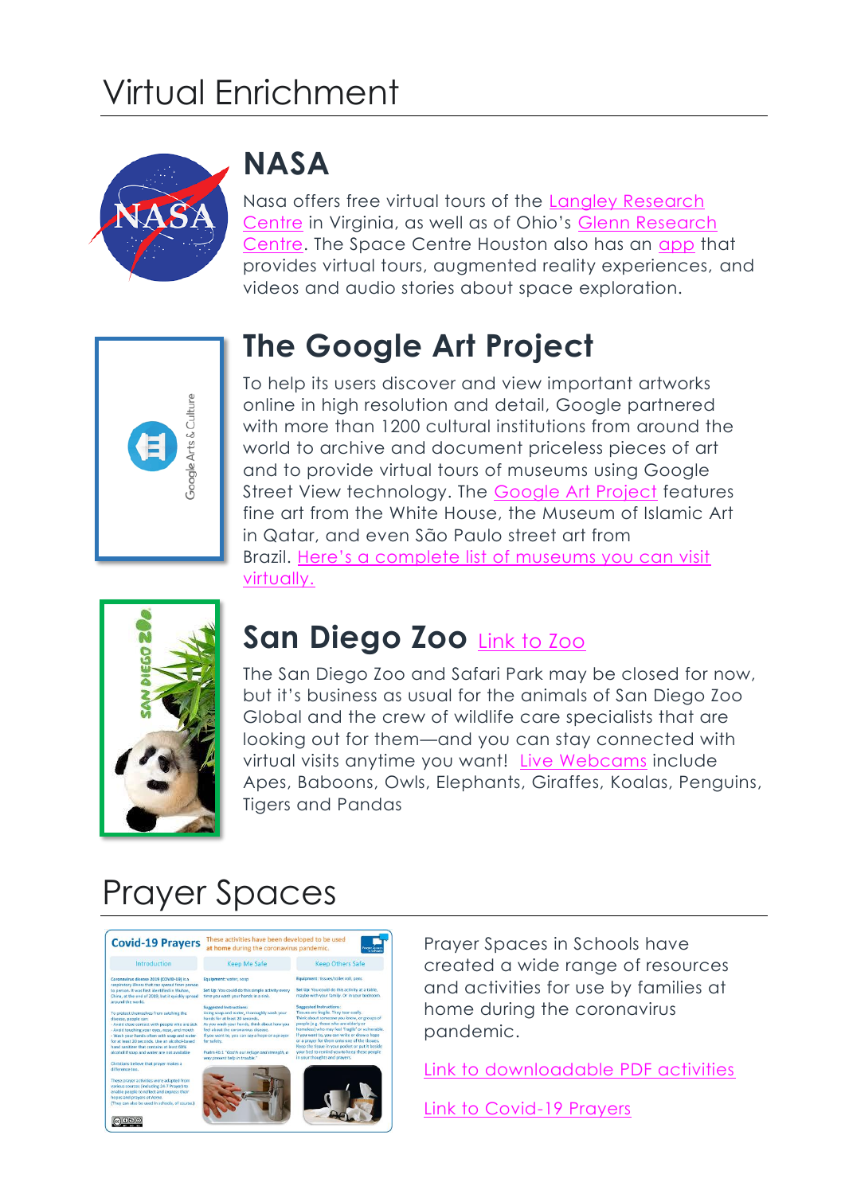# Virtual Enrichment

## NASA

Nasa offers free virtual tours of the Langley Research Centre in Virginia, as well as of Ohio's Glenn Research Centre. The Space Centre Houston also has an app that provides virtual tours, augmented reality experiences, and videos and audio stories about space exploration.

## The Google Art Project

To help its users discover and view important artworks online in high resolution and detail, Google partnered with more than 1200 cultural institutions from around the world to archive and document priceless pieces of art and to provide virtual tours of museums using Google Street View technology. The Google Art Project features fine art from the White House, the Museum of Islamic Art in Qatar, and even São Paulo street art from Brazil. Here's a complete list of museums you can visit virtually.

## San Diego Zoo Link to Zoo

The San Diego Zoo and Safari Park may be closed for now, but it's business as usual for the animals of San Diego Zoo Global and the crew of wildlife care specialists that are looking out for them—and you can stay connected with virtual visits anytime you want! Live Webcams include Apes, Baboons, Owls, Elephants, Giraffes, Koalas, Penguins, Tigers and Pandas

# Prayer Spaces

Prayer Spaces in Schools have created a wide range of resources and activities for use by families at home during the coronavirus pandemic.

Link to downloadable PDF activities

Link to Covid-19 Prayers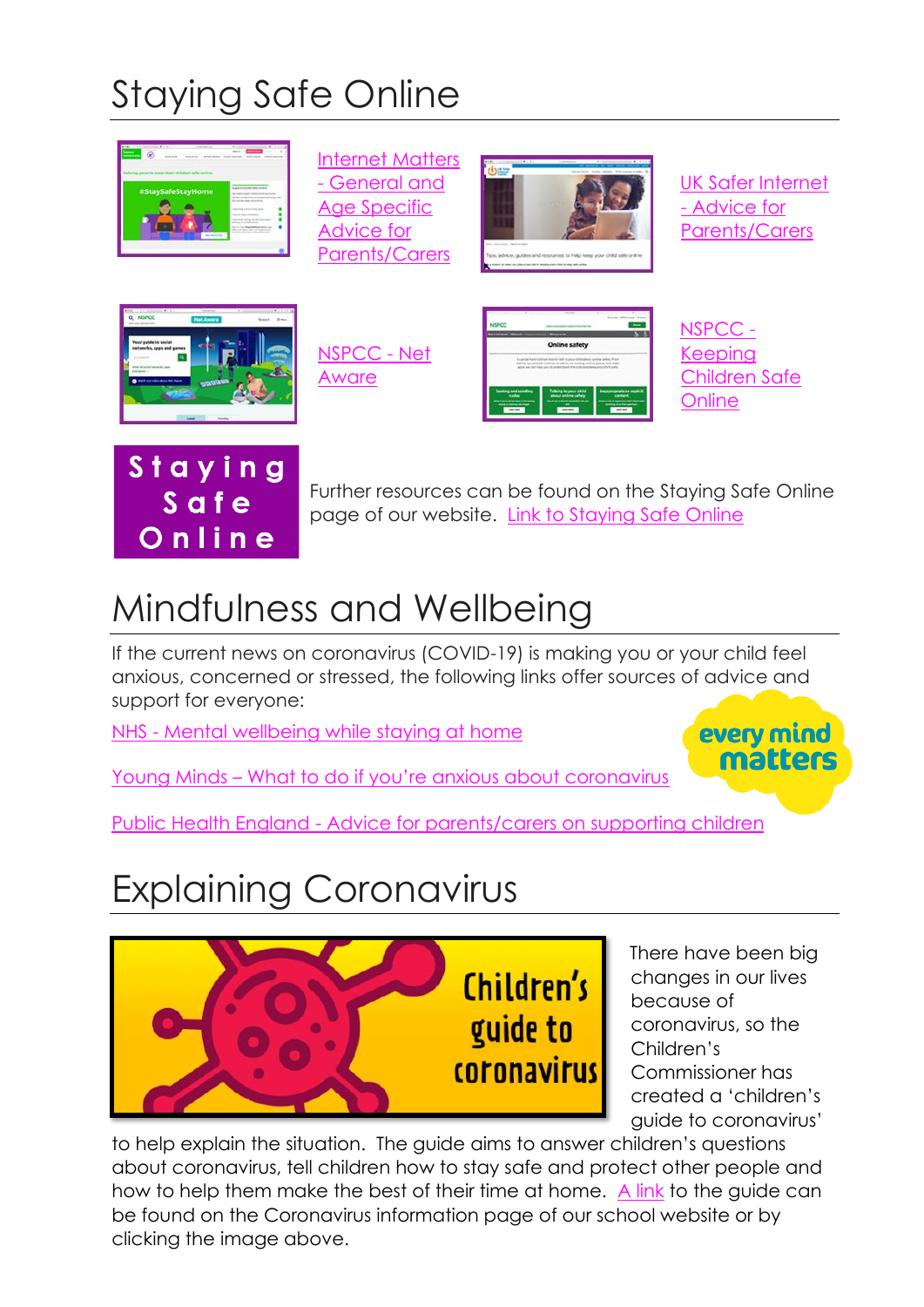# Staying Safe Online

Internet Matters - General and Age Specific Advice for Parents/Carers

UK Safer Internet - Advice for Parents/Carers

NSPCC - Net Aware

NSPCC - Keeping Children Safe Online

Staying Safe Online

Further resources can be found on the Staying Safe Online page of our website. Link to Staying Safe Online

# Mindfulness and Wellbeing

If the current news on coronavirus (COVID-19) is making you or your child feel anxious, concerned or stressed, the following links offer sources of advice and support for everyone:

NHS - Mental wellbeing while staying at home

Young Minds – What to do if you're anxious about coronavirus

Public Health England - Advice for parents/carers on supporting children

every mind matters

# Explaining Coronavirus

Children's guide to coronavirus

There have been big changes in our lives because of coronavirus, so the Children's Commissioner has created a 'children's guide to coronavirus' to help explain the situation. The guide aims to answer children's questions about coronavirus, tell children how to stay safe and protect other people and how to help them make the best of their time at home. A link to the guide can be found on the Coronavirus information page of our school website or by clicking the image above.